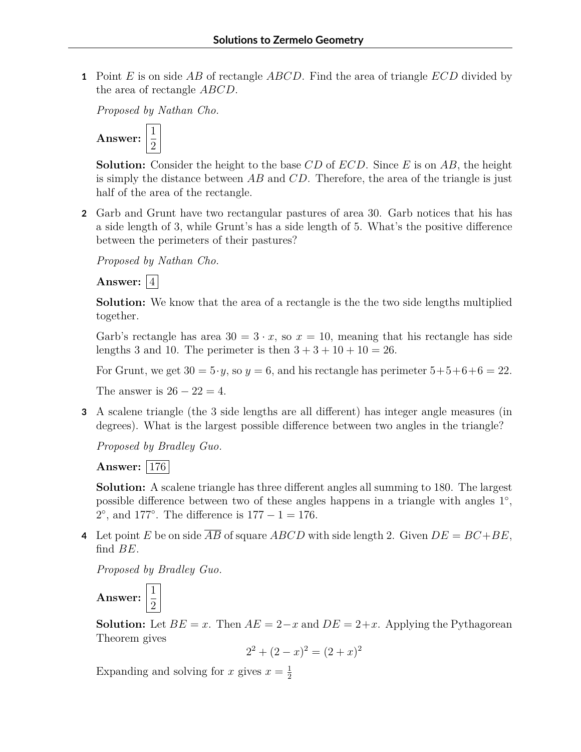# Solutions to Zermelo Geometry

**1** Point $E$ is on side $AB$ of rectangle $ABCD$. Find the area of triangle $ECD$ divided by the area of rectangle $ABCD$.

*Proposed by Nathan Cho.*

**Answer:** $\boxed{\frac{1}{2}}$

**Solution:** Consider the height to the base $CD$ of $ECD$. Since $E$ is on $AB$, the height is simply the distance between $AB$ and $CD$. Therefore, the area of the triangle is just half of the area of the rectangle.

**2** Garb and Grunt have two rectangular pastures of area 30. Garb notices that his has a side length of 3, while Grunt's has a side length of 5. What's the positive difference between the perimeters of their pastures?

*Proposed by Nathan Cho.*

**Answer:** $\boxed{4}$

**Solution:** We know that the area of a rectangle is the the two side lengths multiplied together.

Garb's rectangle has area $30 = 3 \cdot x$, so $x = 10$, meaning that his rectangle has side lengths 3 and 10. The perimeter is then $3 + 3 + 10 + 10 = 26$.

For Grunt, we get $30 = 5 \cdot y$, so $y = 6$, and his rectangle has perimeter $5+5+6+6 = 22$.

The answer is $26 - 22 = 4$.

**3** A scalene triangle (the 3 side lengths are all different) has integer angle measures (in degrees). What is the largest possible difference between two angles in the triangle?

*Proposed by Bradley Guo.*

**Answer:** $\boxed{176}$

**Solution:** A scalene triangle has three different angles all summing to 180. The largest possible difference between two of these angles happens in a triangle with angles $1°$, $2°$, and $177°$. The difference is $177 - 1 = 176$.

**4** Let point $E$ be on side $\overline{AB}$ of square $ABCD$ with side length 2. Given $DE = BC + BE$, find $BE$.

*Proposed by Bradley Guo.*

**Answer:** $\boxed{\frac{1}{2}}$

**Solution:** Let $BE = x$. Then $AE = 2 - x$ and $DE = 2 + x$. Applying the Pythagorean Theorem gives

$$2^2 + (2 - x)^2 = (2 + x)^2$$

Expanding and solving for $x$ gives $x = \frac{1}{2}$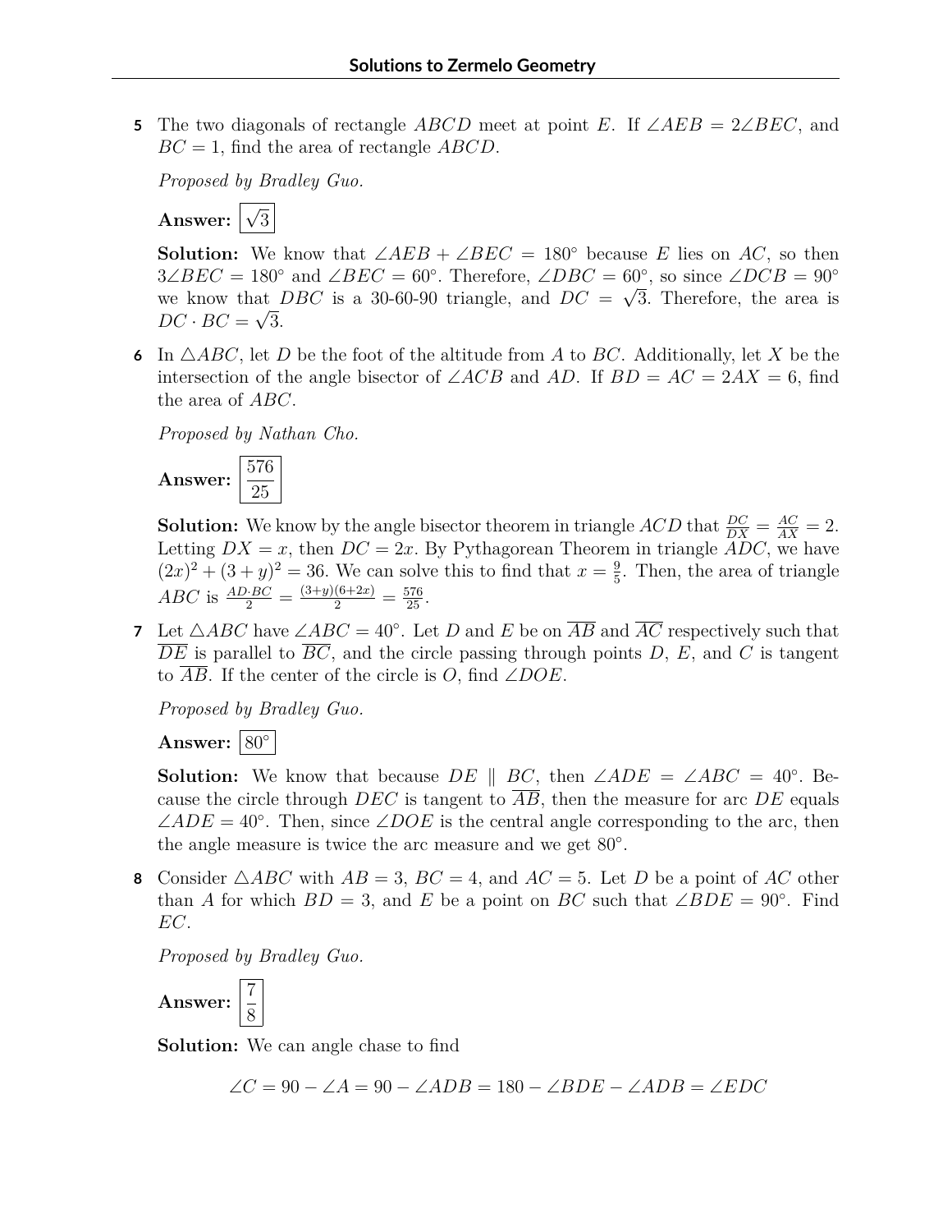**5** The two diagonals of rectangle $ABCD$ meet at point $E$. If $\angle AEB = 2\angle BEC$, and $BC = 1$, find the area of rectangle $ABCD$.

*Proposed by Bradley Guo.*

**Answer:** $\boxed{\sqrt{3}}$

**Solution:** We know that $\angle AEB + \angle BEC = 180°$ because $E$ lies on $AC$, so then $3\angle BEC = 180°$ and $\angle BEC = 60°$. Therefore, $\angle DBC = 60°$, so since $\angle DCB = 90°$ we know that $DBC$ is a 30-60-90 triangle, and $DC = \sqrt{3}$. Therefore, the area is $DC \cdot BC = \sqrt{3}$.

**6** In $\triangle ABC$, let $D$ be the foot of the altitude from $A$ to $BC$. Additionally, let $X$ be the intersection of the angle bisector of $\angle ACB$ and $AD$. If $BD = AC = 2AX = 6$, find the area of $ABC$.

*Proposed by Nathan Cho.*

**Answer:** $\boxed{\frac{576}{25}}$

**Solution:** We know by the angle bisector theorem in triangle $ACD$ that $\frac{DC}{DX} = \frac{AC}{AX} = 2$. Letting $DX = x$, then $DC = 2x$. By Pythagorean Theorem in triangle $ADC$, we have $(2x)^2 + (3+y)^2 = 36$. We can solve this to find that $x = \frac{9}{5}$. Then, the area of triangle $ABC$ is $\frac{AD \cdot BC}{2} = \frac{(3+y)(6+2x)}{2} = \frac{576}{25}$.

**7** Let $\triangle ABC$ have $\angle ABC = 40°$. Let $D$ and $E$ be on $\overline{AB}$ and $\overline{AC}$ respectively such that $\overline{DE}$ is parallel to $\overline{BC}$, and the circle passing through points $D$, $E$, and $C$ is tangent to $\overline{AB}$. If the center of the circle is $O$, find $\angle DOE$.

*Proposed by Bradley Guo.*

**Answer:** $\boxed{80°}$

**Solution:** We know that because $DE \parallel BC$, then $\angle ADE = \angle ABC = 40°$. Because the circle through $DEC$ is tangent to $\overline{AB}$, then the measure for arc $DE$ equals $\angle ADE = 40°$. Then, since $\angle DOE$ is the central angle corresponding to the arc, then the angle measure is twice the arc measure and we get $80°$.

**8** Consider $\triangle ABC$ with $AB = 3$, $BC = 4$, and $AC = 5$. Let $D$ be a point of $AC$ other than $A$ for which $BD = 3$, and $E$ be a point on $BC$ such that $\angle BDE = 90°$. Find $EC$.

*Proposed by Bradley Guo.*

**Answer:** $\boxed{\frac{7}{8}}$

**Solution:** We can angle chase to find

$$\angle C = 90 - \angle A = 90 - \angle ADB = 180 - \angle BDE - \angle ADB = \angle EDC$$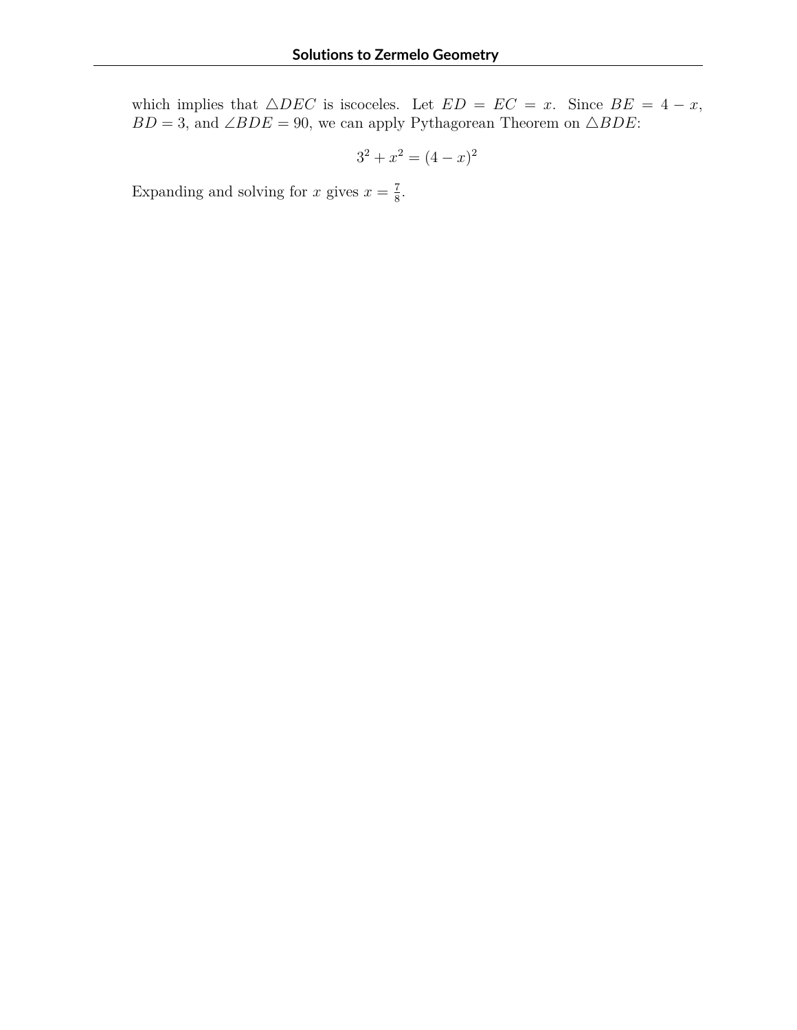which implies that $\triangle DEC$ is iscoceles. Let $ED = EC = x$. Since $BE = 4 - x$, $BD = 3$, and $\angle BDE = 90$, we can apply Pythagorean Theorem on $\triangle BDE$:

$$3^2 + x^2 = (4 - x)^2$$

Expanding and solving for $x$ gives $x = \frac{7}{8}$.